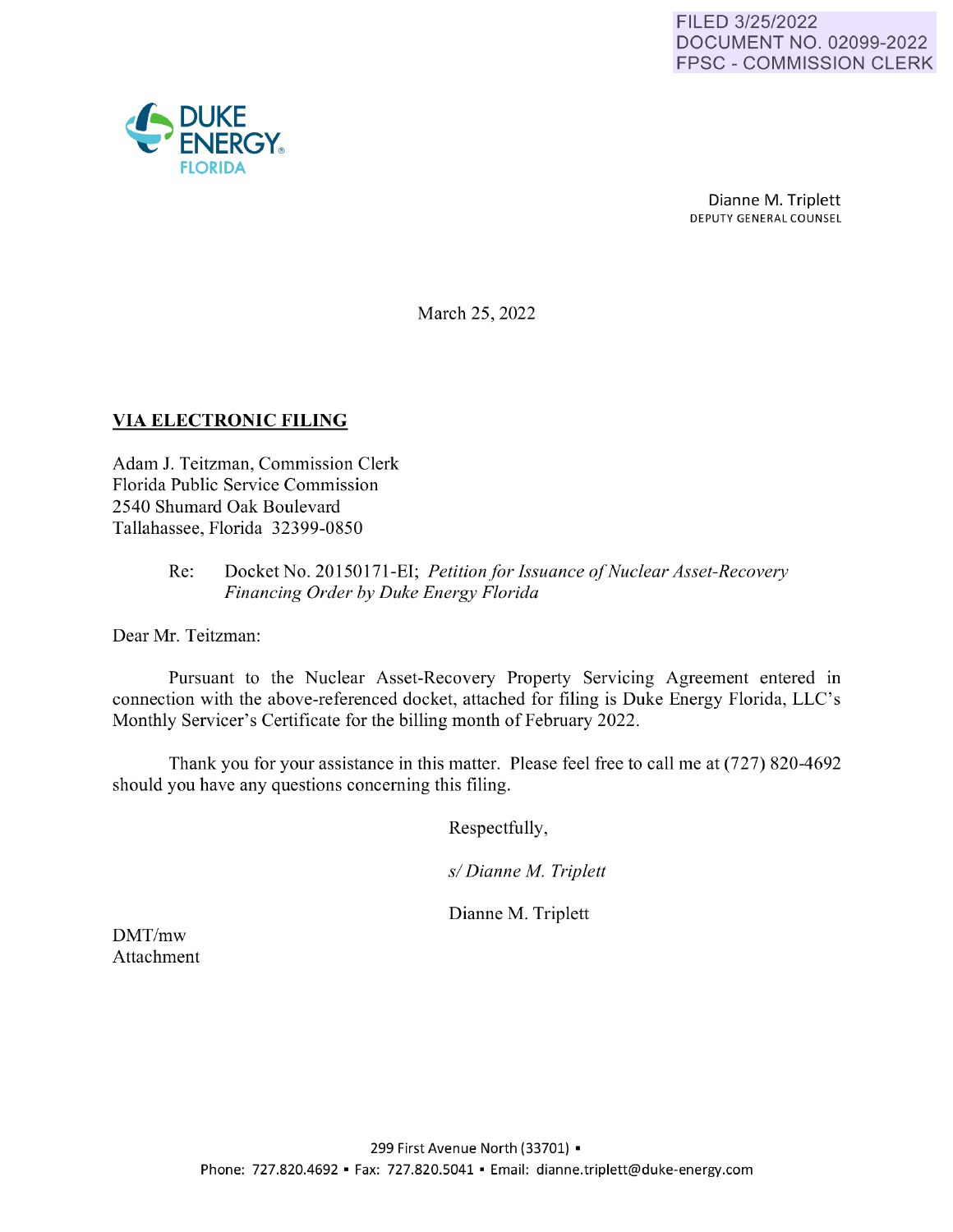FILED 3/25/2022
DOCUMENT NO. 02099-2022
FPSC - COMMISSION CLERK

DUKE ENERGY
FLORIDA

Dianne M. Triplett
DEPUTY GENERAL COUNSEL

March 25, 2022

**VIA ELECTRONIC FILING**

Adam J. Teitzman, Commission Clerk
Florida Public Service Commission
2540 Shumard Oak Boulevard
Tallahassee, Florida 32399-0850

Re: Docket No. 20150171-EI; *Petition for Issuance of Nuclear Asset-Recovery Financing Order by Duke Energy Florida*

Dear Mr. Teitzman:

Pursuant to the Nuclear Asset-Recovery Property Servicing Agreement entered in connection with the above-referenced docket, attached for filing is Duke Energy Florida, LLC's Monthly Servicer's Certificate for the billing month of February 2022.

Thank you for your assistance in this matter. Please feel free to call me at (727) 820-4692 should you have any questions concerning this filing.

Respectfully,

*s/ Dianne M. Triplett*

Dianne M. Triplett

DMT/mw
Attachment

299 First Avenue North (33701) ▪
Phone: 727.820.4692 ▪ Fax: 727.820.5041 ▪ Email: dianne.triplett@duke-energy.com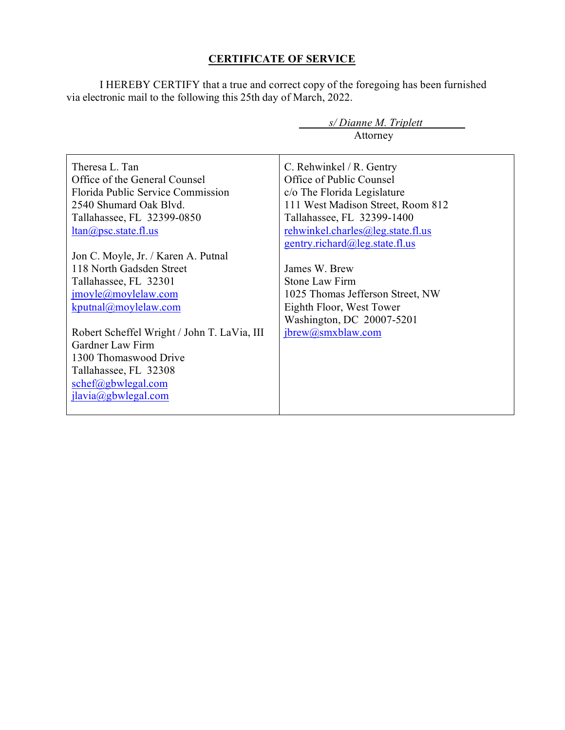## CERTIFICATE OF SERVICE

I HEREBY CERTIFY that a true and correct copy of the foregoing has been furnished via electronic mail to the following this 25th day of March, 2022.

*s/ Dianne M. Triplett*
Attorney

| | |
|---|---|
| Theresa L. Tan<br>Office of the General Counsel<br>Florida Public Service Commission<br>2540 Shumard Oak Blvd.<br>Tallahassee, FL 32399-0850<br>ltan@psc.state.fl.us<br><br>Jon C. Moyle, Jr. / Karen A. Putnal<br>118 North Gadsden Street<br>Tallahassee, FL 32301<br>jmoyle@moylelaw.com<br>kputnal@moylelaw.com<br><br>Robert Scheffel Wright / John T. LaVia, III<br>Gardner Law Firm<br>1300 Thomaswood Drive<br>Tallahassee, FL 32308<br>schef@gbwlegal.com<br>jlavia@gbwlegal.com | C. Rehwinkel / R. Gentry<br>Office of Public Counsel<br>c/o The Florida Legislature<br>111 West Madison Street, Room 812<br>Tallahassee, FL 32399-1400<br>rehwinkel.charles@leg.state.fl.us<br>gentry.richard@leg.state.fl.us<br><br>James W. Brew<br>Stone Law Firm<br>1025 Thomas Jefferson Street, NW<br>Eighth Floor, West Tower<br>Washington, DC 20007-5201<br>jbrew@smxblaw.com |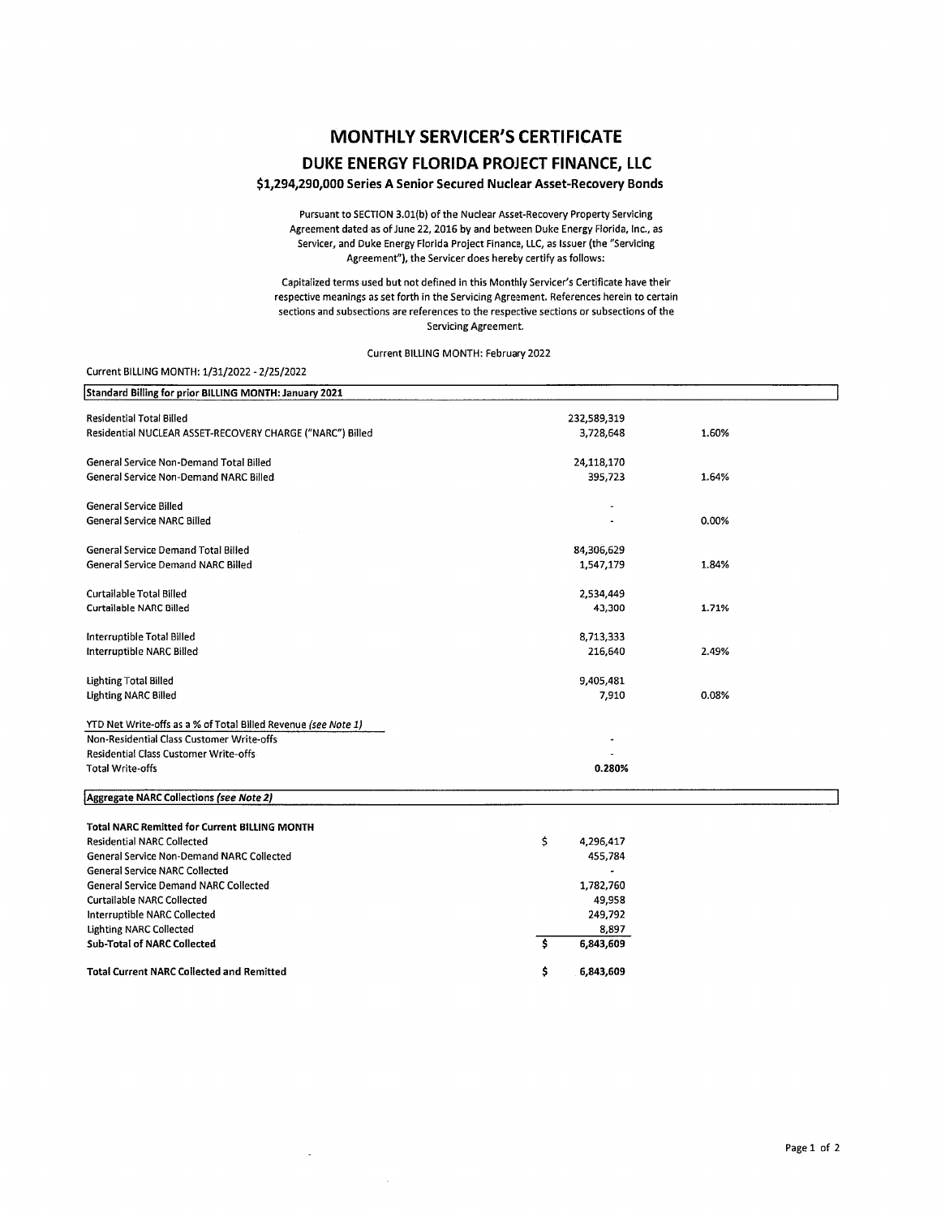# MONTHLY SERVICER'S CERTIFICATE

## DUKE ENERGY FLORIDA PROJECT FINANCE, LLC

### $1,294,290,000 Series A Senior Secured Nuclear Asset-Recovery Bonds

Pursuant to SECTION 3.01(b) of the Nuclear Asset-Recovery Property Servicing Agreement dated as of June 22, 2016 by and between Duke Energy Florida, Inc., as Servicer, and Duke Energy Florida Project Finance, LLC, as Issuer (the "Servicing Agreement"), the Servicer does hereby certify as follows:

Capitalized terms used but not defined in this Monthly Servicer's Certificate have their respective meanings as set forth in the Servicing Agreement. References herein to certain sections and subsections are references to the respective sections or subsections of the Servicing Agreement.

Current BILLING MONTH: February 2022

Current BILLING MONTH: 1/31/2022 - 2/25/2022

| Standard Billing for prior BILLING MONTH: January 2021 | | |
|---|---|---|
| Residential Total Billed | 232,589,319 | |
| Residential NUCLEAR ASSET-RECOVERY CHARGE ("NARC") Billed | 3,728,648 | 1.60% |
| | | |
| General Service Non-Demand Total Billed | 24,118,170 | |
| General Service Non-Demand NARC Billed | 395,723 | 1.64% |
| | | |
| General Service Billed | - | |
| General Service NARC Billed | - | 0.00% |
| | | |
| General Service Demand Total Billed | 84,306,629 | |
| General Service Demand NARC Billed | 1,547,179 | 1.84% |
| | | |
| Curtailable Total Billed | 2,534,449 | |
| Curtailable NARC Billed | 43,300 | 1.71% |
| | | |
| Interruptible Total Billed | 8,713,333 | |
| Interruptible NARC Billed | 216,640 | 2.49% |
| | | |
| Lighting Total Billed | 9,405,481 | |
| Lighting NARC Billed | 7,910 | 0.08% |
| | | |
| YTD Net Write-offs as a % of Total Billed Revenue *(see Note 1)* | | |
| Non-Residential Class Customer Write-offs | - | |
| Residential Class Customer Write-offs | - | |
| Total Write-offs | **0.280%** | |

| Aggregate NARC Collections *(see Note 2)* | |
|---|---|
| **Total NARC Remitted for Current BILLING MONTH** | |
| Residential NARC Collected | $ 4,296,417 |
| General Service Non-Demand NARC Collected | 455,784 |
| General Service NARC Collected | - |
| General Service Demand NARC Collected | 1,782,760 |
| Curtailable NARC Collected | 49,958 |
| Interruptible NARC Collected | 249,792 |
| Lighting NARC Collected | 8,897 |
| **Sub-Total of NARC Collected** | **$ 6,843,609** |
| | |
| **Total Current NARC Collected and Remitted** | **$ 6,843,609** |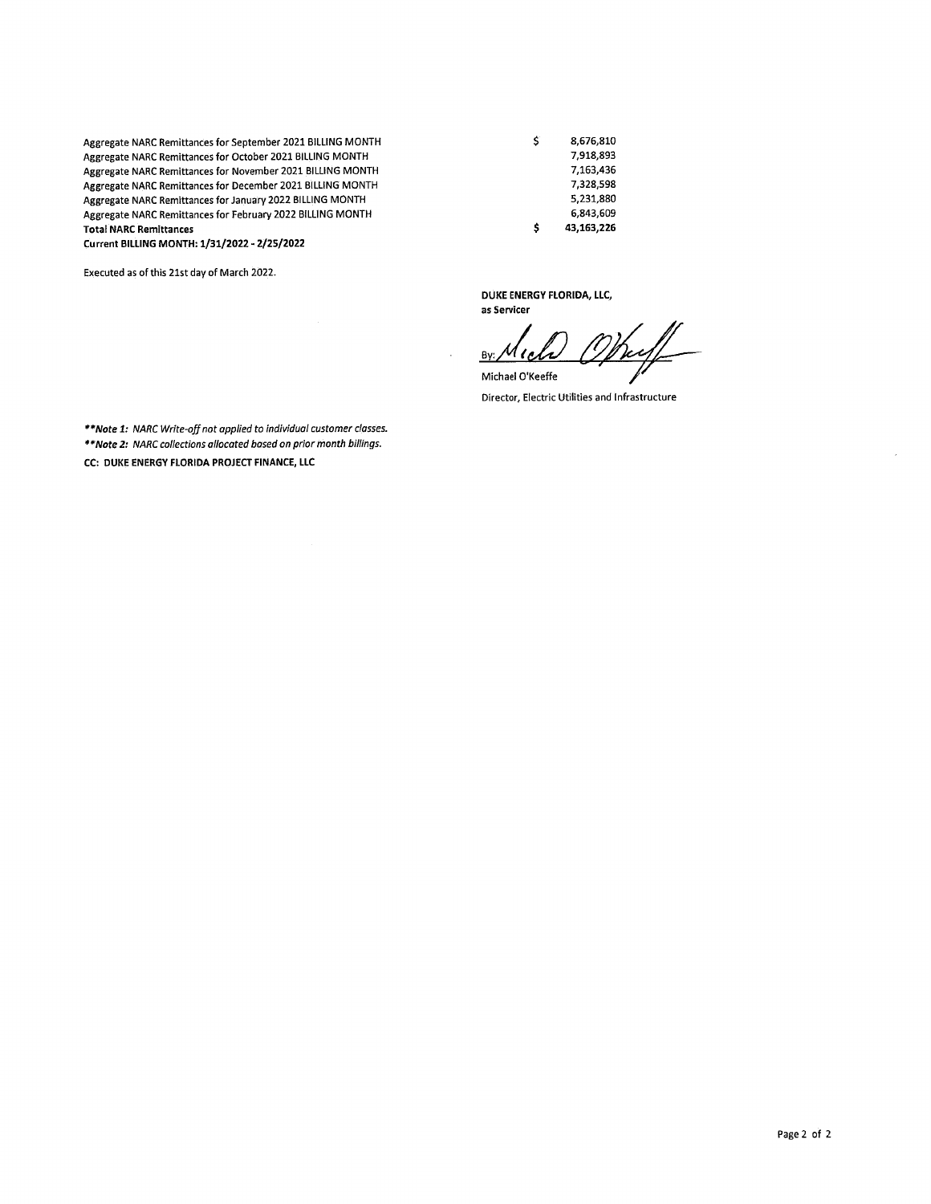| | | |
|---|---|---|
| Aggregate NARC Remittances for September 2021 BILLING MONTH | $ | 8,676,810 |
| Aggregate NARC Remittances for October 2021 BILLING MONTH | | 7,918,893 |
| Aggregate NARC Remittances for November 2021 BILLING MONTH | | 7,163,436 |
| Aggregate NARC Remittances for December 2021 BILLING MONTH | | 7,328,598 |
| Aggregate NARC Remittances for January 2022 BILLING MONTH | | 5,231,880 |
| Aggregate NARC Remittances for February 2022 BILLING MONTH | | 6,843,609 |
| **Total NARC Remittances** | **$** | **43,163,226** |

**Current BILLING MONTH: 1/31/2022 - 2/25/2022**

Executed as of this 21st day of March 2022.

**DUKE ENERGY FLORIDA, LLC,**
**as Servicer**

By: Michael O'Keeffe

Michael O'Keeffe

Director, Electric Utilities and Infrastructure

***\*Note 1:** NARC Write-off not applied to individual customer classes.*

***\*Note 2:** NARC collections allocated based on prior month billings.*

**CC: DUKE ENERGY FLORIDA PROJECT FINANCE, LLC**